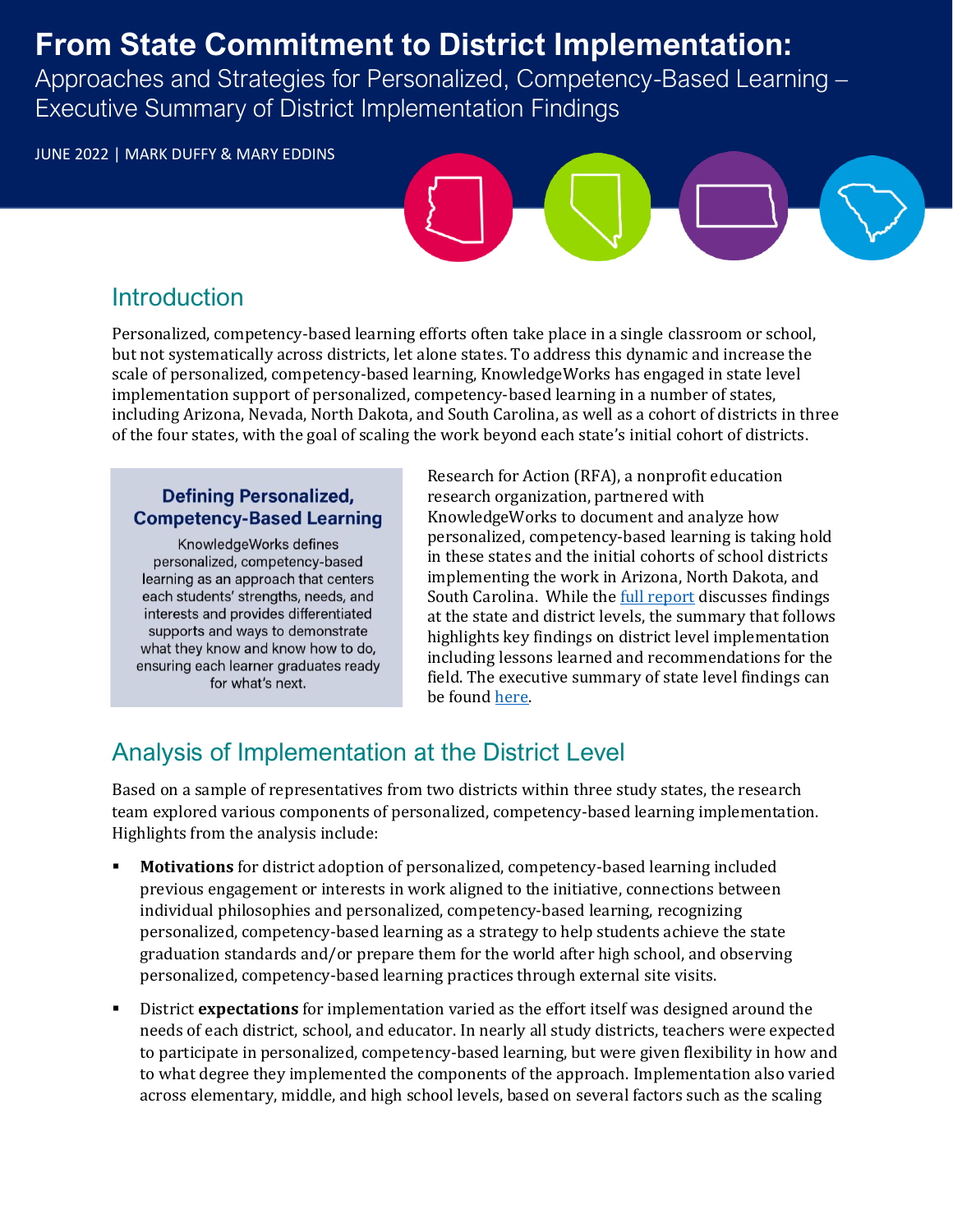# From State Commitment to District Implementation:

Approaches and Strategies for Personalized, Competency-Based Learning – Executive Summary of District Implementation Findings

JUNE 2022 | MARK DUFFY & MARY EDDINS

## Introduction

Personalized, competency-based learning efforts often take place in a single classroom or school, but not systematically across districts, let alone states. To address this dynamic and increase the scale of personalized, competency-based learning, KnowledgeWorks has engaged in state level implementation support of personalized, competency-based learning in a number of states, including Arizona, Nevada, North Dakota, and South Carolina, as well as a cohort of districts in three of the four states, with the goal of scaling the work beyond each state's initial cohort of districts.

> **Defining Personalized, Competency-Based Learning**
>
> KnowledgeWorks defines personalized, competency-based learning as an approach that centers each students' strengths, needs, and interests and provides differentiated supports and ways to demonstrate what they know and know how to do, ensuring each learner graduates ready for what's next.

Research for Action (RFA), a nonprofit education research organization, partnered with KnowledgeWorks to document and analyze how personalized, competency-based learning is taking hold in these states and the initial cohorts of school districts implementing the work in Arizona, North Dakota, and South Carolina. While the full report discusses findings at the state and district levels, the summary that follows highlights key findings on district level implementation including lessons learned and recommendations for the field. The executive summary of state level findings can be found here.

## Analysis of Implementation at the District Level

Based on a sample of representatives from two districts within three study states, the research team explored various components of personalized, competency-based learning implementation. Highlights from the analysis include:

- **Motivations** for district adoption of personalized, competency-based learning included previous engagement or interests in work aligned to the initiative, connections between individual philosophies and personalized, competency-based learning, recognizing personalized, competency-based learning as a strategy to help students achieve the state graduation standards and/or prepare them for the world after high school, and observing personalized, competency-based learning practices through external site visits.
- District **expectations** for implementation varied as the effort itself was designed around the needs of each district, school, and educator. In nearly all study districts, teachers were expected to participate in personalized, competency-based learning, but were given flexibility in how and to what degree they implemented the components of the approach. Implementation also varied across elementary, middle, and high school levels, based on several factors such as the scaling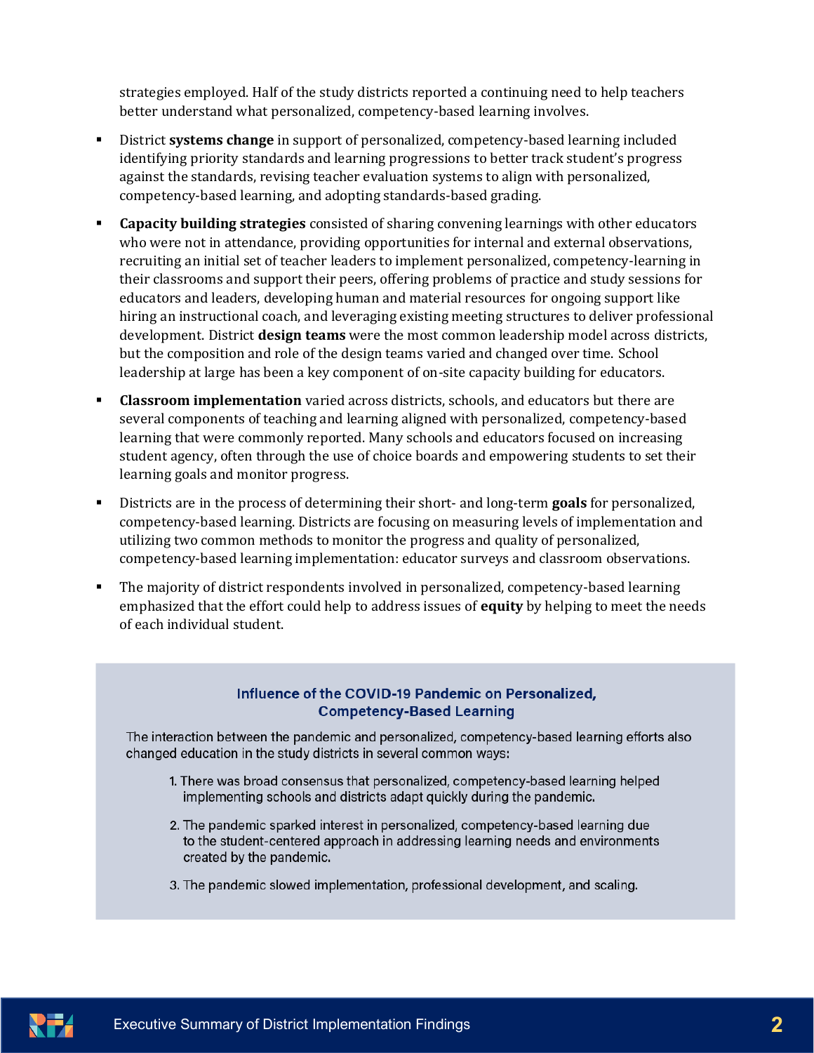strategies employed. Half of the study districts reported a continuing need to help teachers better understand what personalized, competency-based learning involves.

- District **systems change** in support of personalized, competency-based learning included identifying priority standards and learning progressions to better track student's progress against the standards, revising teacher evaluation systems to align with personalized, competency-based learning, and adopting standards-based grading.
- **Capacity building strategies** consisted of sharing convening learnings with other educators who were not in attendance, providing opportunities for internal and external observations, recruiting an initial set of teacher leaders to implement personalized, competency-learning in their classrooms and support their peers, offering problems of practice and study sessions for educators and leaders, developing human and material resources for ongoing support like hiring an instructional coach, and leveraging existing meeting structures to deliver professional development. District **design teams** were the most common leadership model across districts, but the composition and role of the design teams varied and changed over time. School leadership at large has been a key component of on-site capacity building for educators.
- **Classroom implementation** varied across districts, schools, and educators but there are several components of teaching and learning aligned with personalized, competency-based learning that were commonly reported. Many schools and educators focused on increasing student agency, often through the use of choice boards and empowering students to set their learning goals and monitor progress.
- Districts are in the process of determining their short- and long-term **goals** for personalized, competency-based learning. Districts are focusing on measuring levels of implementation and utilizing two common methods to monitor the progress and quality of personalized, competency-based learning implementation: educator surveys and classroom observations.
- The majority of district respondents involved in personalized, competency-based learning emphasized that the effort could help to address issues of **equity** by helping to meet the needs of each individual student.

### Influence of the COVID-19 Pandemic on Personalized, Competency-Based Learning

The interaction between the pandemic and personalized, competency-based learning efforts also changed education in the study districts in several common ways:

1. There was broad consensus that personalized, competency-based learning helped implementing schools and districts adapt quickly during the pandemic.
2. The pandemic sparked interest in personalized, competency-based learning due to the student-centered approach in addressing learning needs and environments created by the pandemic.
3. The pandemic slowed implementation, professional development, and scaling.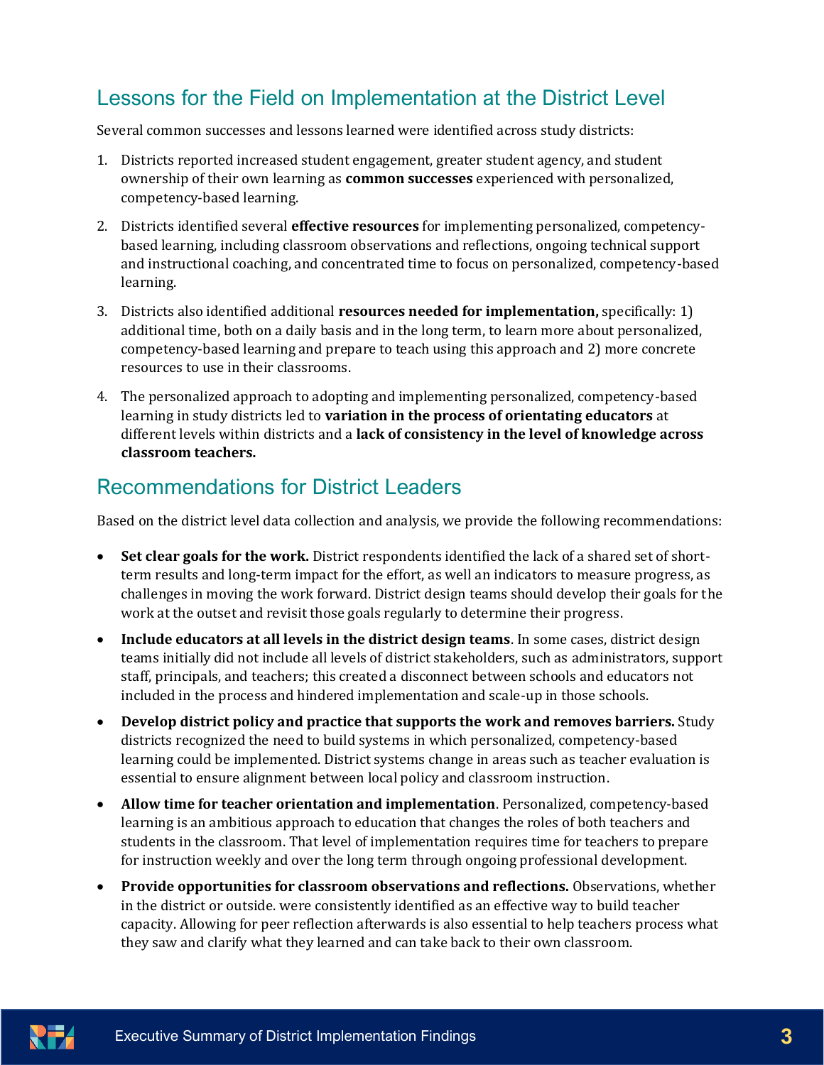## Lessons for the Field on Implementation at the District Level

Several common successes and lessons learned were identified across study districts:

1. Districts reported increased student engagement, greater student agency, and student ownership of their own learning as **common successes** experienced with personalized, competency-based learning.

2. Districts identified several **effective resources** for implementing personalized, competency-based learning, including classroom observations and reflections, ongoing technical support and instructional coaching, and concentrated time to focus on personalized, competency-based learning.

3. Districts also identified additional **resources needed for implementation,** specifically: 1) additional time, both on a daily basis and in the long term, to learn more about personalized, competency-based learning and prepare to teach using this approach and 2) more concrete resources to use in their classrooms.

4. The personalized approach to adopting and implementing personalized, competency-based learning in study districts led to **variation in the process of orientating educators** at different levels within districts and a **lack of consistency in the level of knowledge across classroom teachers.**

## Recommendations for District Leaders

Based on the district level data collection and analysis, we provide the following recommendations:

- **Set clear goals for the work.** District respondents identified the lack of a shared set of short-term results and long-term impact for the effort, as well an indicators to measure progress, as challenges in moving the work forward. District design teams should develop their goals for the work at the outset and revisit those goals regularly to determine their progress.

- **Include educators at all levels in the district design teams**. In some cases, district design teams initially did not include all levels of district stakeholders, such as administrators, support staff, principals, and teachers; this created a disconnect between schools and educators not included in the process and hindered implementation and scale-up in those schools.

- **Develop district policy and practice that supports the work and removes barriers.** Study districts recognized the need to build systems in which personalized, competency-based learning could be implemented. District systems change in areas such as teacher evaluation is essential to ensure alignment between local policy and classroom instruction.

- **Allow time for teacher orientation and implementation**. Personalized, competency-based learning is an ambitious approach to education that changes the roles of both teachers and students in the classroom. That level of implementation requires time for teachers to prepare for instruction weekly and over the long term through ongoing professional development.

- **Provide opportunities for classroom observations and reflections.** Observations, whether in the district or outside. were consistently identified as an effective way to build teacher capacity. Allowing for peer reflection afterwards is also essential to help teachers process what they saw and clarify what they learned and can take back to their own classroom.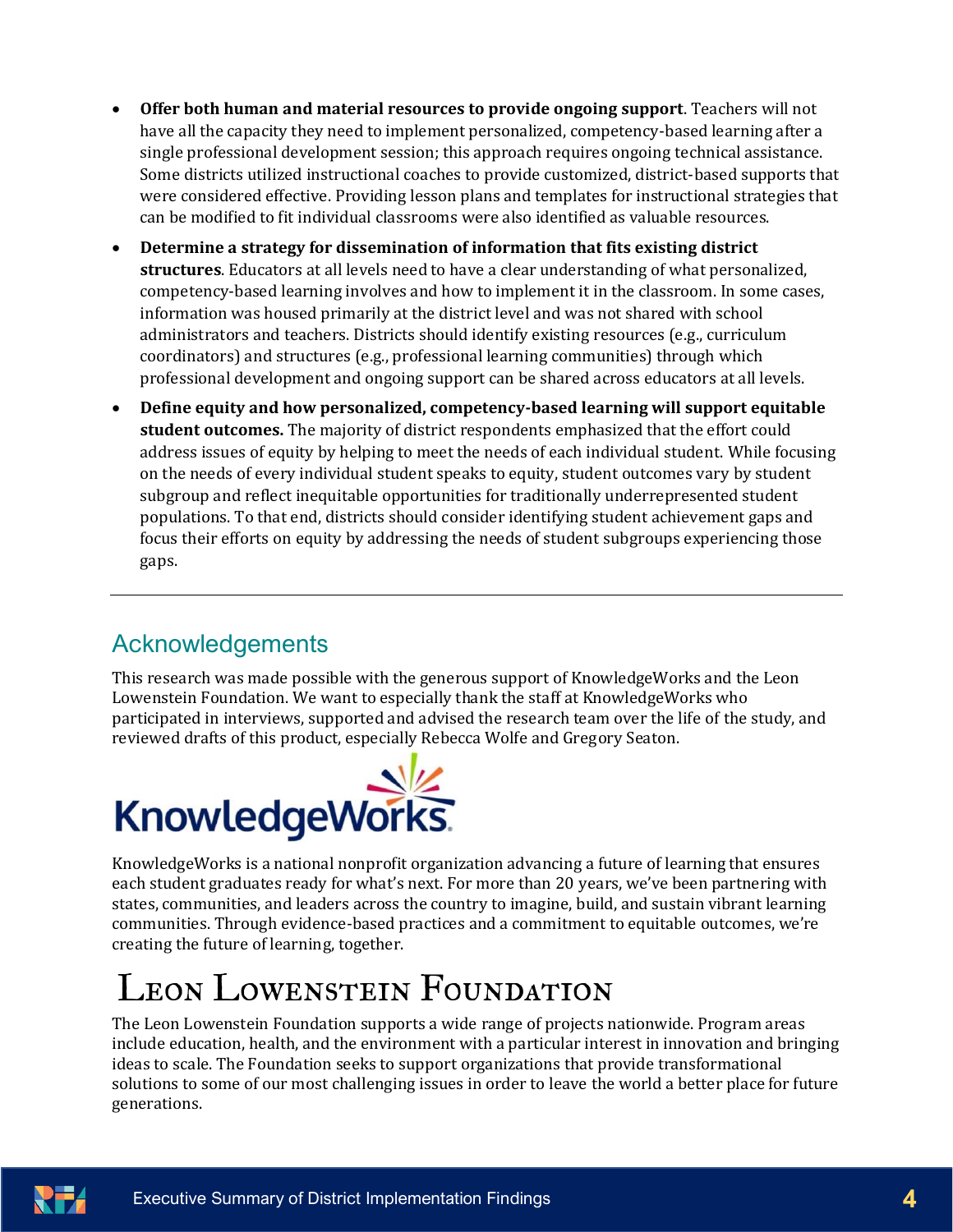- **Offer both human and material resources to provide ongoing support**. Teachers will not have all the capacity they need to implement personalized, competency-based learning after a single professional development session; this approach requires ongoing technical assistance. Some districts utilized instructional coaches to provide customized, district-based supports that were considered effective. Providing lesson plans and templates for instructional strategies that can be modified to fit individual classrooms were also identified as valuable resources.
- **Determine a strategy for dissemination of information that fits existing district structures**. Educators at all levels need to have a clear understanding of what personalized, competency-based learning involves and how to implement it in the classroom. In some cases, information was housed primarily at the district level and was not shared with school administrators and teachers. Districts should identify existing resources (e.g., curriculum coordinators) and structures (e.g., professional learning communities) through which professional development and ongoing support can be shared across educators at all levels.
- **Define equity and how personalized, competency-based learning will support equitable student outcomes.** The majority of district respondents emphasized that the effort could address issues of equity by helping to meet the needs of each individual student. While focusing on the needs of every individual student speaks to equity, student outcomes vary by student subgroup and reflect inequitable opportunities for traditionally underrepresented student populations. To that end, districts should consider identifying student achievement gaps and focus their efforts on equity by addressing the needs of student subgroups experiencing those gaps.

---

## Acknowledgements

This research was made possible with the generous support of KnowledgeWorks and the Leon Lowenstein Foundation. We want to especially thank the staff at KnowledgeWorks who participated in interviews, supported and advised the research team over the life of the study, and reviewed drafts of this product, especially Rebecca Wolfe and Gregory Seaton.

KnowledgeWorks

KnowledgeWorks is a national nonprofit organization advancing a future of learning that ensures each student graduates ready for what's next. For more than 20 years, we've been partnering with states, communities, and leaders across the country to imagine, build, and sustain vibrant learning communities. Through evidence-based practices and a commitment to equitable outcomes, we're creating the future of learning, together.

Leon Lowenstein Foundation

The Leon Lowenstein Foundation supports a wide range of projects nationwide. Program areas include education, health, and the environment with a particular interest in innovation and bringing ideas to scale. The Foundation seeks to support organizations that provide transformational solutions to some of our most challenging issues in order to leave the world a better place for future generations.